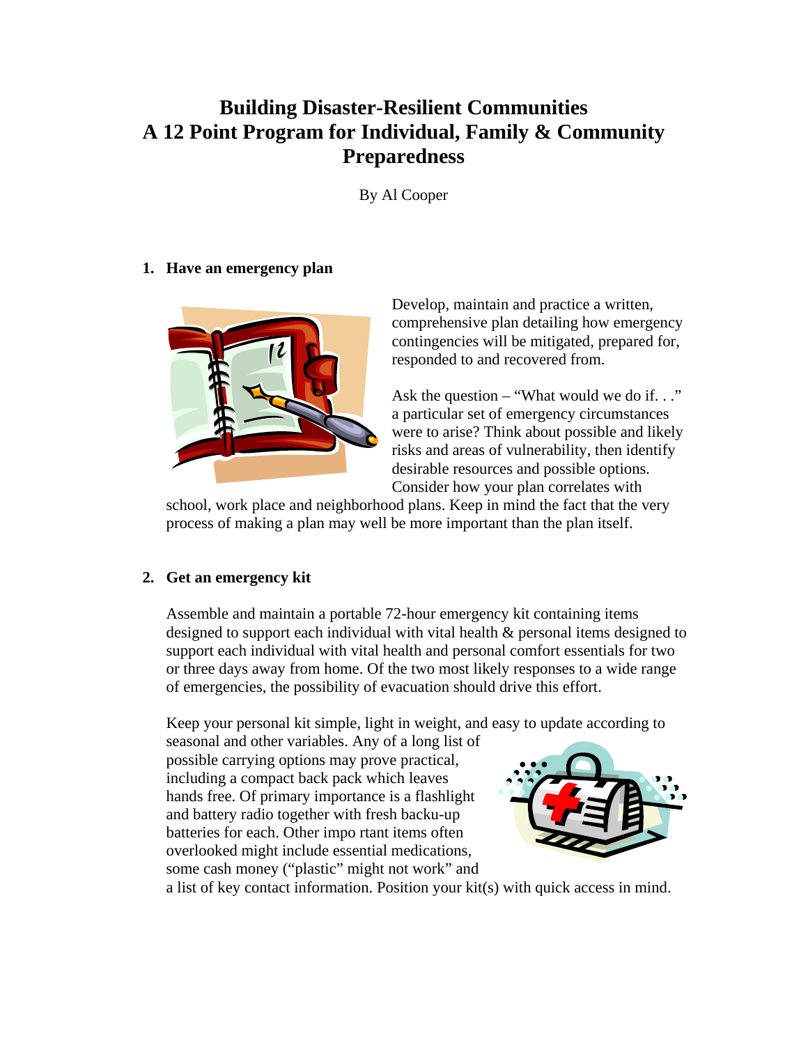# Building Disaster-Resilient Communities
# A 12 Point Program for Individual, Family & Community Preparedness

By Al Cooper

## 1. Have an emergency plan

Develop, maintain and practice a written, comprehensive plan detailing how emergency contingencies will be mitigated, prepared for, responded to and recovered from.

Ask the question – "What would we do if. . ." a particular set of emergency circumstances were to arise? Think about possible and likely risks and areas of vulnerability, then identify desirable resources and possible options. Consider how your plan correlates with school, work place and neighborhood plans. Keep in mind the fact that the very process of making a plan may well be more important than the plan itself.

## 2. Get an emergency kit

Assemble and maintain a portable 72-hour emergency kit containing items designed to support each individual with vital health & personal items designed to support each individual with vital health and personal comfort essentials for two or three days away from home. Of the two most likely responses to a wide range of emergencies, the possibility of evacuation should drive this effort.

Keep your personal kit simple, light in weight, and easy to update according to seasonal and other variables. Any of a long list of possible carrying options may prove practical, including a compact back pack which leaves hands free. Of primary importance is a flashlight and battery radio together with fresh backu-up batteries for each. Other impo rtant items often overlooked might include essential medications, some cash money ("plastic" might not work" and a list of key contact information. Position your kit(s) with quick access in mind.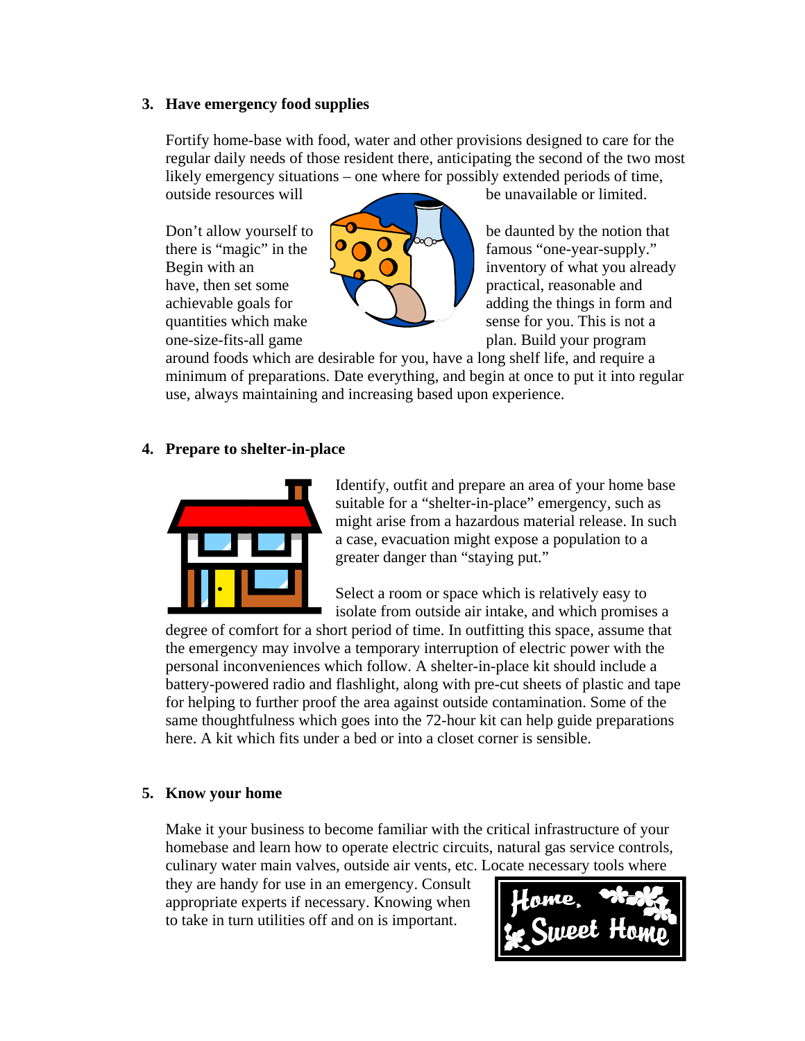### 3. Have emergency food supplies

Fortify home-base with food, water and other provisions designed to care for the regular daily needs of those resident there, anticipating the second of the two most likely emergency situations – one where for possibly extended periods of time, outside resources will be unavailable or limited.

Don't allow yourself to be daunted by the notion that there is "magic" in the famous "one-year-supply." Begin with an inventory of what you already have, then set some practical, reasonable and achievable goals for adding the things in form and quantities which make sense for you. This is not a one-size-fits-all game plan. Build your program around foods which are desirable for you, have a long shelf life, and require a minimum of preparations. Date everything, and begin at once to put it into regular use, always maintaining and increasing based upon experience.

### 4. Prepare to shelter-in-place

Identify, outfit and prepare an area of your home base suitable for a "shelter-in-place" emergency, such as might arise from a hazardous material release. In such a case, evacuation might expose a population to a greater danger than "staying put."

Select a room or space which is relatively easy to isolate from outside air intake, and which promises a degree of comfort for a short period of time. In outfitting this space, assume that the emergency may involve a temporary interruption of electric power with the personal inconveniences which follow. A shelter-in-place kit should include a battery-powered radio and flashlight, along with pre-cut sheets of plastic and tape for helping to further proof the area against outside contamination. Some of the same thoughtfulness which goes into the 72-hour kit can help guide preparations here. A kit which fits under a bed or into a closet corner is sensible.

### 5. Know your home

Make it your business to become familiar with the critical infrastructure of your homebase and learn how to operate electric circuits, natural gas service controls, culinary water main valves, outside air vents, etc. Locate necessary tools where they are handy for use in an emergency. Consult appropriate experts if necessary. Knowing when to take in turn utilities off and on is important.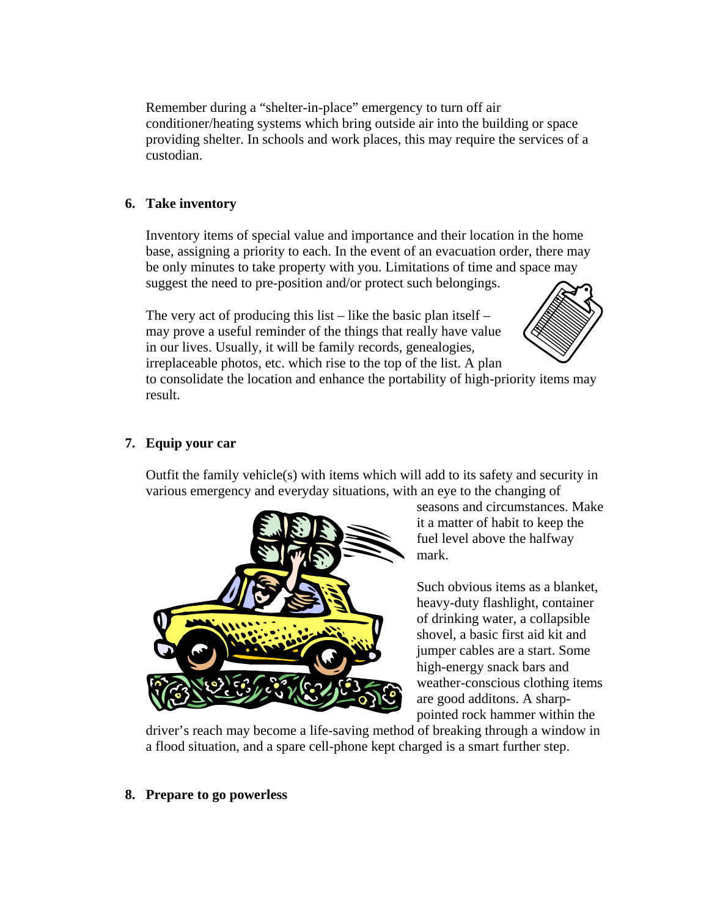Remember during a “shelter-in-place” emergency to turn off air conditioner/heating systems which bring outside air into the building or space providing shelter. In schools and work places, this may require the services of a custodian.

6. **Take inventory**

Inventory items of special value and importance and their location in the home base, assigning a priority to each. In the event of an evacuation order, there may be only minutes to take property with you. Limitations of time and space may suggest the need to pre-position and/or protect such belongings.

The very act of producing this list – like the basic plan itself – may prove a useful reminder of the things that really have value in our lives. Usually, it will be family records, genealogies, irreplaceable photos, etc. which rise to the top of the list. A plan to consolidate the location and enhance the portability of high-priority items may result.

7. **Equip your car**

Outfit the family vehicle(s) with items which will add to its safety and security in various emergency and everyday situations, with an eye to the changing of seasons and circumstances. Make it a matter of habit to keep the fuel level above the halfway mark.

Such obvious items as a blanket, heavy-duty flashlight, container of drinking water, a collapsible shovel, a basic first aid kit and jumper cables are a start. Some high-energy snack bars and weather-conscious clothing items are good additons. A sharp-pointed rock hammer within the driver’s reach may become a life-saving method of breaking through a window in a flood situation, and a spare cell-phone kept charged is a smart further step.

8. **Prepare to go powerless**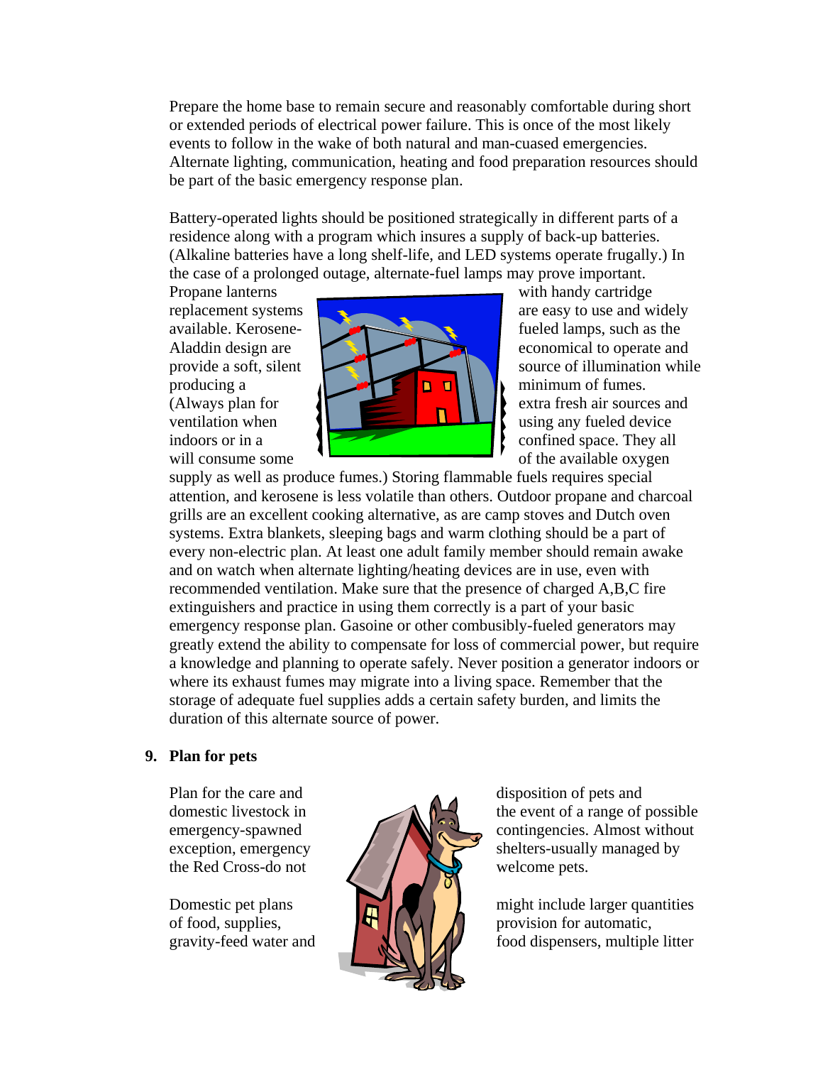Prepare the home base to remain secure and reasonably comfortable during short or extended periods of electrical power failure. This is once of the most likely events to follow in the wake of both natural and man-cuased emergencies. Alternate lighting, communication, heating and food preparation resources should be part of the basic emergency response plan.

Battery-operated lights should be positioned strategically in different parts of a residence along with a program which insures a supply of back-up batteries. (Alkaline batteries have a long shelf-life, and LED systems operate frugally.) In the case of a prolonged outage, alternate-fuel lamps may prove important. Propane lanterns with handy cartridge replacement systems are easy to use and widely available. Kerosene-fueled lamps, such as the Aladdin design are economical to operate and provide a soft, silent source of illumination while producing a minimum of fumes. (Always plan for extra fresh air sources and ventilation when using any fueled device indoors or in a confined space. They all will consume some of the available oxygen supply as well as produce fumes.) Storing flammable fuels requires special attention, and kerosene is less volatile than others. Outdoor propane and charcoal grills are an excellent cooking alternative, as are camp stoves and Dutch oven systems. Extra blankets, sleeping bags and warm clothing should be a part of every non-electric plan. At least one adult family member should remain awake and on watch when alternate lighting/heating devices are in use, even with recommended ventilation. Make sure that the presence of charged A,B,C fire extinguishers and practice in using them correctly is a part of your basic emergency response plan. Gasoine or other combusibly-fueled generators may greatly extend the ability to compensate for loss of commercial power, but require a knowledge and planning to operate safely. Never position a generator indoors or where its exhaust fumes may migrate into a living space. Remember that the storage of adequate fuel supplies adds a certain safety burden, and limits the duration of this alternate source of power.

## 9. Plan for pets

Plan for the care and disposition of pets and domestic livestock in the event of a range of possible emergency-spawned contingencies. Almost without exception, emergency shelters-usually managed by the Red Cross-do not welcome pets.

Domestic pet plans might include larger quantities of food, supplies, provision for automatic, gravity-feed water and food dispensers, multiple litter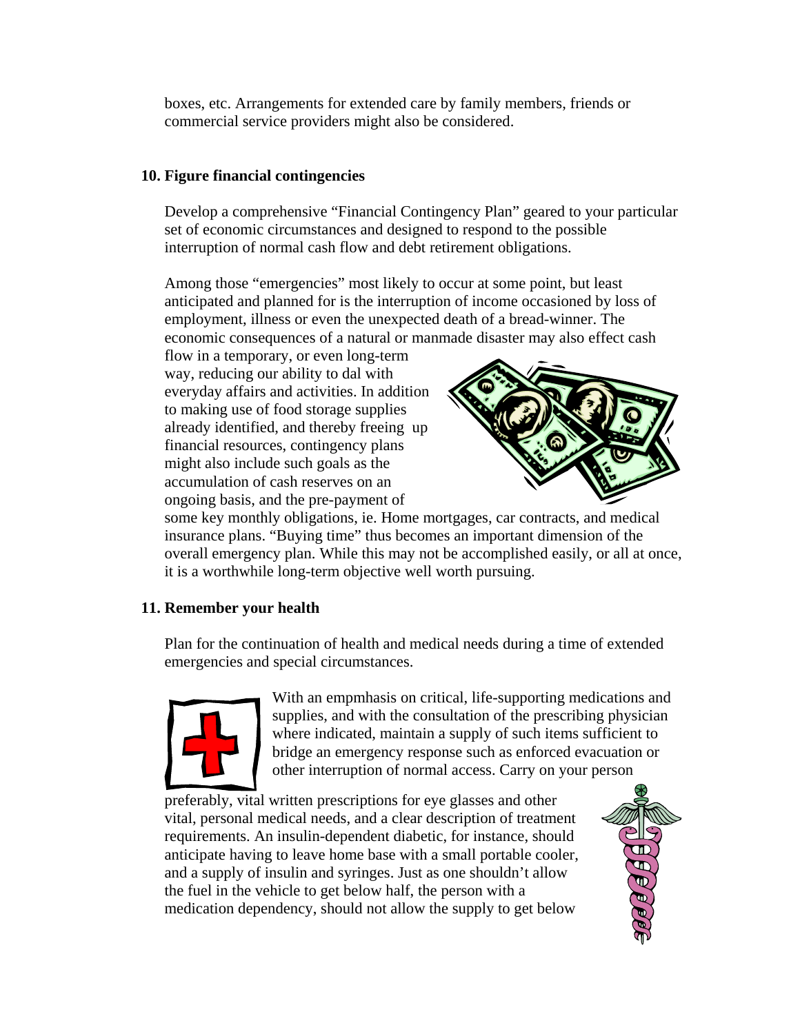boxes, etc. Arrangements for extended care by family members, friends or commercial service providers might also be considered.

**10. Figure financial contingencies**

Develop a comprehensive "Financial Contingency Plan" geared to your particular set of economic circumstances and designed to respond to the possible interruption of normal cash flow and debt retirement obligations.

Among those "emergencies" most likely to occur at some point, but least anticipated and planned for is the interruption of income occasioned by loss of employment, illness or even the unexpected death of a bread-winner. The economic consequences of a natural or manmade disaster may also effect cash flow in a temporary, or even long-term way, reducing our ability to dal with everyday affairs and activities. In addition to making use of food storage supplies already identified, and thereby freeing up financial resources, contingency plans might also include such goals as the accumulation of cash reserves on an ongoing basis, and the pre-payment of some key monthly obligations, ie. Home mortgages, car contracts, and medical insurance plans. "Buying time" thus becomes an important dimension of the overall emergency plan. While this may not be accomplished easily, or all at once, it is a worthwhile long-term objective well worth pursuing.

**11. Remember your health**

Plan for the continuation of health and medical needs during a time of extended emergencies and special circumstances.

With an empmhasis on critical, life-supporting medications and supplies, and with the consultation of the prescribing physician where indicated, maintain a supply of such items sufficient to bridge an emergency response such as enforced evacuation or other interruption of normal access. Carry on your person preferably, vital written prescriptions for eye glasses and other vital, personal medical needs, and a clear description of treatment requirements. An insulin-dependent diabetic, for instance, should anticipate having to leave home base with a small portable cooler, and a supply of insulin and syringes. Just as one shouldn't allow the fuel in the vehicle to get below half, the person with a medication dependency, should not allow the supply to get below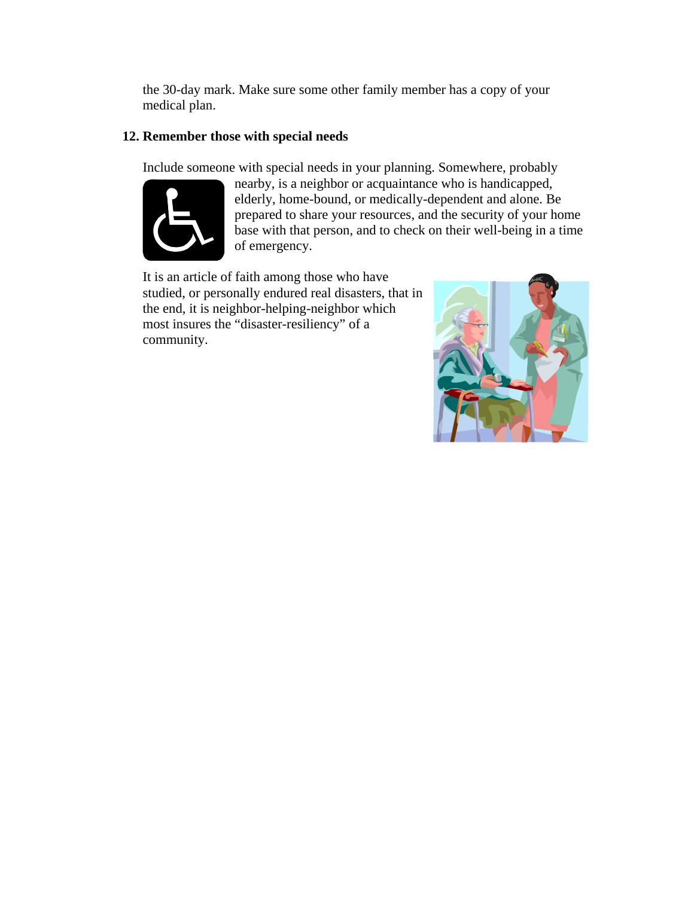the 30-day mark. Make sure some other family member has a copy of your medical plan.

### 12. Remember those with special needs

Include someone with special needs in your planning. Somewhere, probably nearby, is a neighbor or acquaintance who is handicapped, elderly, home-bound, or medically-dependent and alone. Be prepared to share your resources, and the security of your home base with that person, and to check on their well-being in a time of emergency.

It is an article of faith among those who have studied, or personally endured real disasters, that in the end, it is neighbor-helping-neighbor which most insures the "disaster-resiliency" of a community.